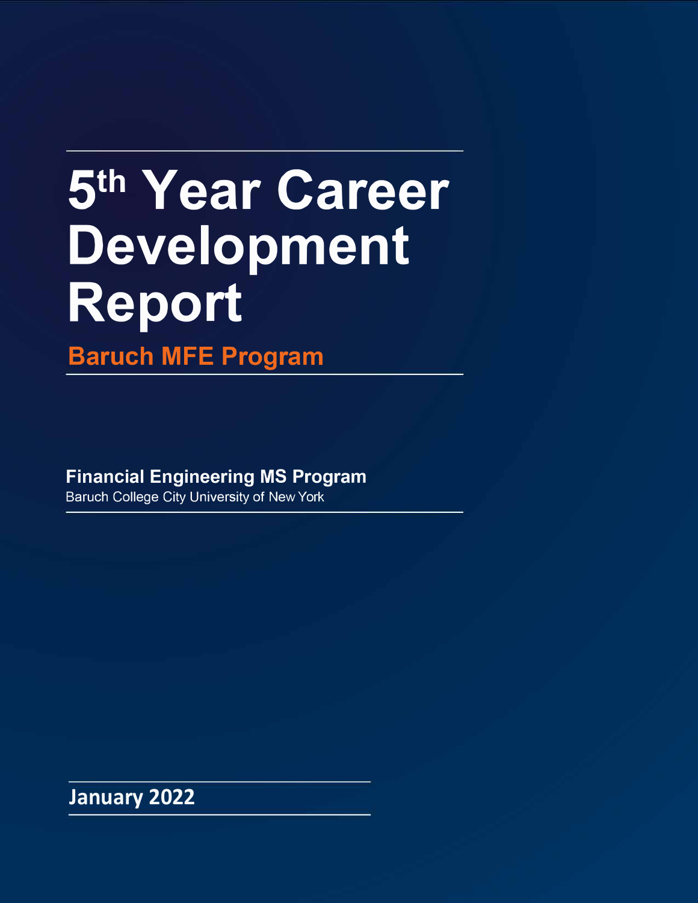# 5th Year Career Development Report

## Baruch MFE Program

**Financial Engineering MS Program**
Baruch College City University of New York

**January 2022**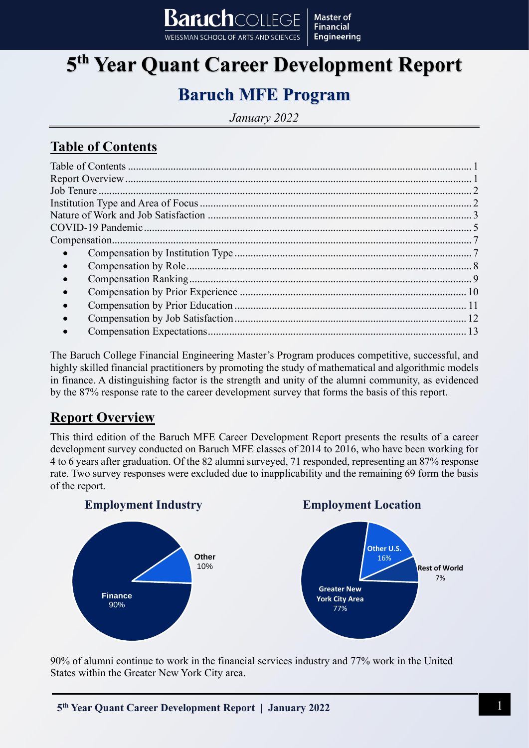# 5th Year Quant Career Development Report

## Baruch MFE Program

*January 2022*

## Table of Contents

Table of Contents ..... 1
Report Overview ..... 1
Job Tenure ..... 2
Institution Type and Area of Focus ..... 2
Nature of Work and Job Satisfaction ..... 3
COVID-19 Pandemic ..... 5
Compensation ..... 7

- Compensation by Institution Type ..... 7
- Compensation by Role ..... 8
- Compensation Ranking ..... 9
- Compensation by Prior Experience ..... 10
- Compensation by Prior Education ..... 11
- Compensation by Job Satisfaction ..... 12
- Compensation Expectations ..... 13

The Baruch College Financial Engineering Master's Program produces competitive, successful, and highly skilled financial practitioners by promoting the study of mathematical and algorithmic models in finance. A distinguishing factor is the strength and unity of the alumni community, as evidenced by the 87% response rate to the career development survey that forms the basis of this report.

## Report Overview

This third edition of the Baruch MFE Career Development Report presents the results of a career development survey conducted on Baruch MFE classes of 2014 to 2016, who have been working for 4 to 6 years after graduation. Of the 82 alumni surveyed, 71 responded, representing an 87% response rate. Two survey responses were excluded due to inapplicability and the remaining 69 form the basis of the report.

**Employment Industry**

| Industry | Share |
|---|---|
| Finance | 90% |
| Other | 10% |

**Employment Location**

| Location | Share |
|---|---|
| Greater New York City Area | 77% |
| Other U.S. | 16% |
| Rest of World | 7% |

90% of alumni continue to work in the financial services industry and 77% work in the United States within the Greater New York City area.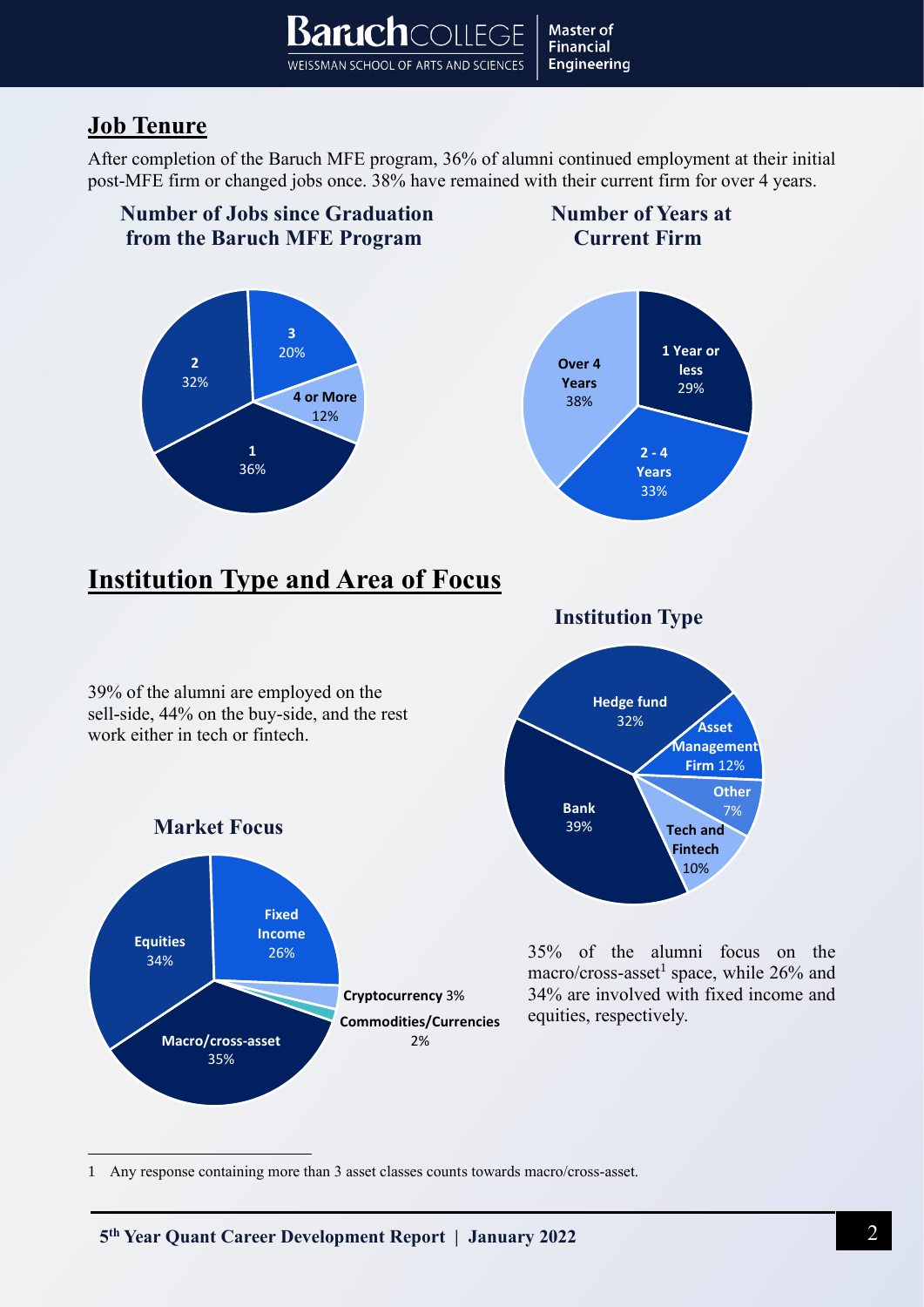## Job Tenure

After completion of the Baruch MFE program, 36% of alumni continued employment at their initial post-MFE firm or changed jobs once. 38% have remained with their current firm for over 4 years.

**Number of Jobs since Graduation from the Baruch MFE Program**

| Number of Jobs | Percentage |
| --- | --- |
| 1 | 36% |
| 2 | 32% |
| 3 | 20% |
| 4 or More | 12% |

**Number of Years at Current Firm**

| Years | Percentage |
| --- | --- |
| 1 Year or less | 29% |
| 2 - 4 Years | 33% |
| Over 4 Years | 38% |

## Institution Type and Area of Focus

39% of the alumni are employed on the sell-side, 44% on the buy-side, and the rest work either in tech or fintech.

**Institution Type**

| Institution Type | Percentage |
| --- | --- |
| Hedge fund | 32% |
| Asset Management Firm | 12% |
| Other | 7% |
| Tech and Fintech | 10% |
| Bank | 39% |

**Market Focus**

| Market Focus | Percentage |
| --- | --- |
| Fixed Income | 26% |
| Cryptocurrency | 3% |
| Commodities/Currencies | 2% |
| Macro/cross-asset | 35% |
| Equities | 34% |

35% of the alumni focus on the macro/cross-asset[1] space, while 26% and 34% are involved with fixed income and equities, respectively.

1 Any response containing more than 3 asset classes counts towards macro/cross-asset.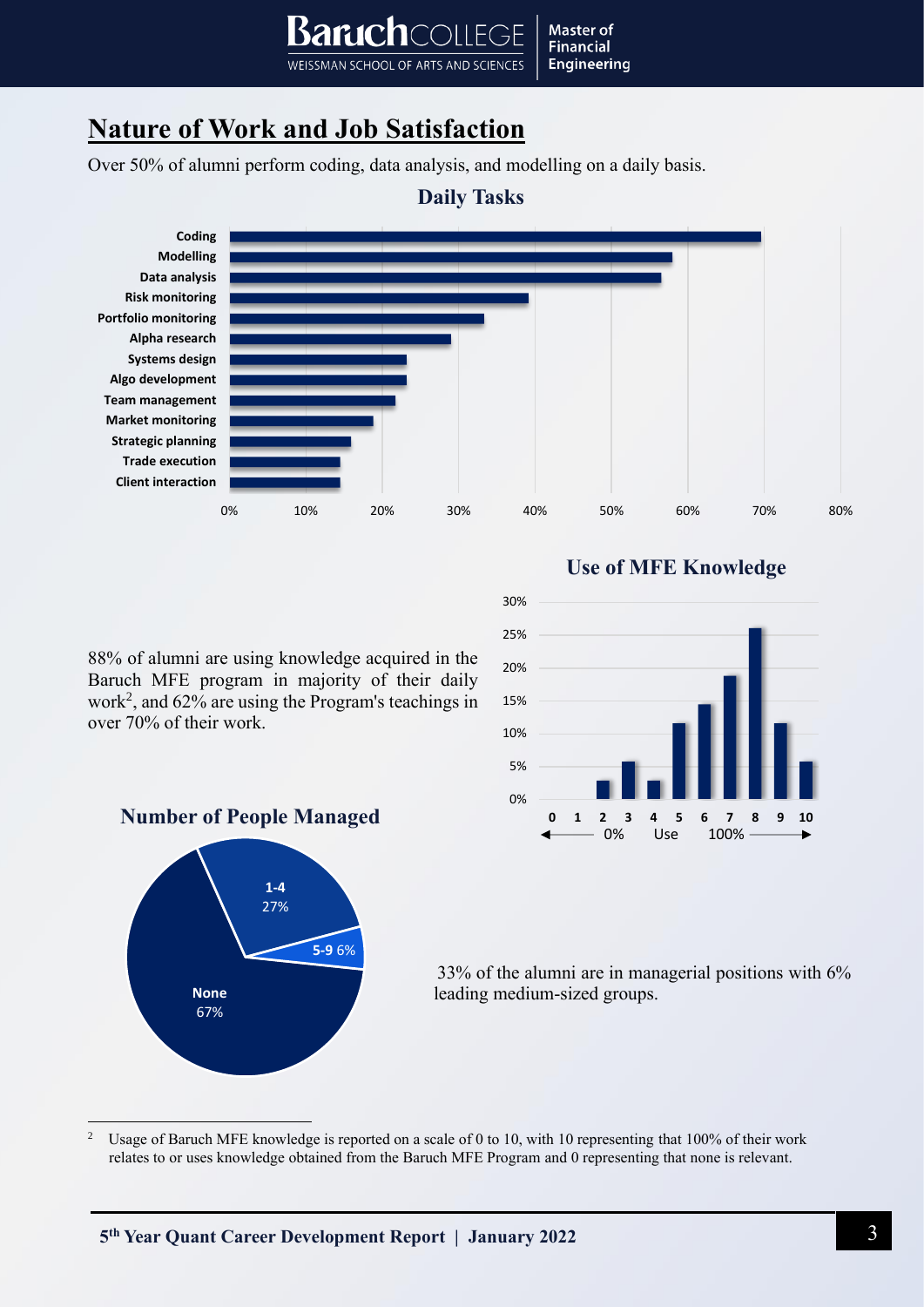## Nature of Work and Job Satisfaction

Over 50% of alumni perform coding, data analysis, and modelling on a daily basis.

**Daily Tasks**

Coding
Modelling
Data analysis
Risk monitoring
Portfolio monitoring
Alpha research
Systems design
Algo development
Team management
Market monitoring
Strategic planning
Trade execution
Client interaction

0% 10% 20% 30% 40% 50% 60% 70% 80%

**Use of MFE Knowledge**

88% of alumni are using knowledge acquired in the Baruch MFE program in majority of their daily work[2], and 62% are using the Program's teachings in over 70% of their work.

**Number of People Managed**

None 67%; 1-4 27%; 5-9 6%

33% of the alumni are in managerial positions with 6% leading medium-sized groups.

[2] Usage of Baruch MFE knowledge is reported on a scale of 0 to 10, with 10 representing that 100% of their work relates to or uses knowledge obtained from the Baruch MFE Program and 0 representing that none is relevant.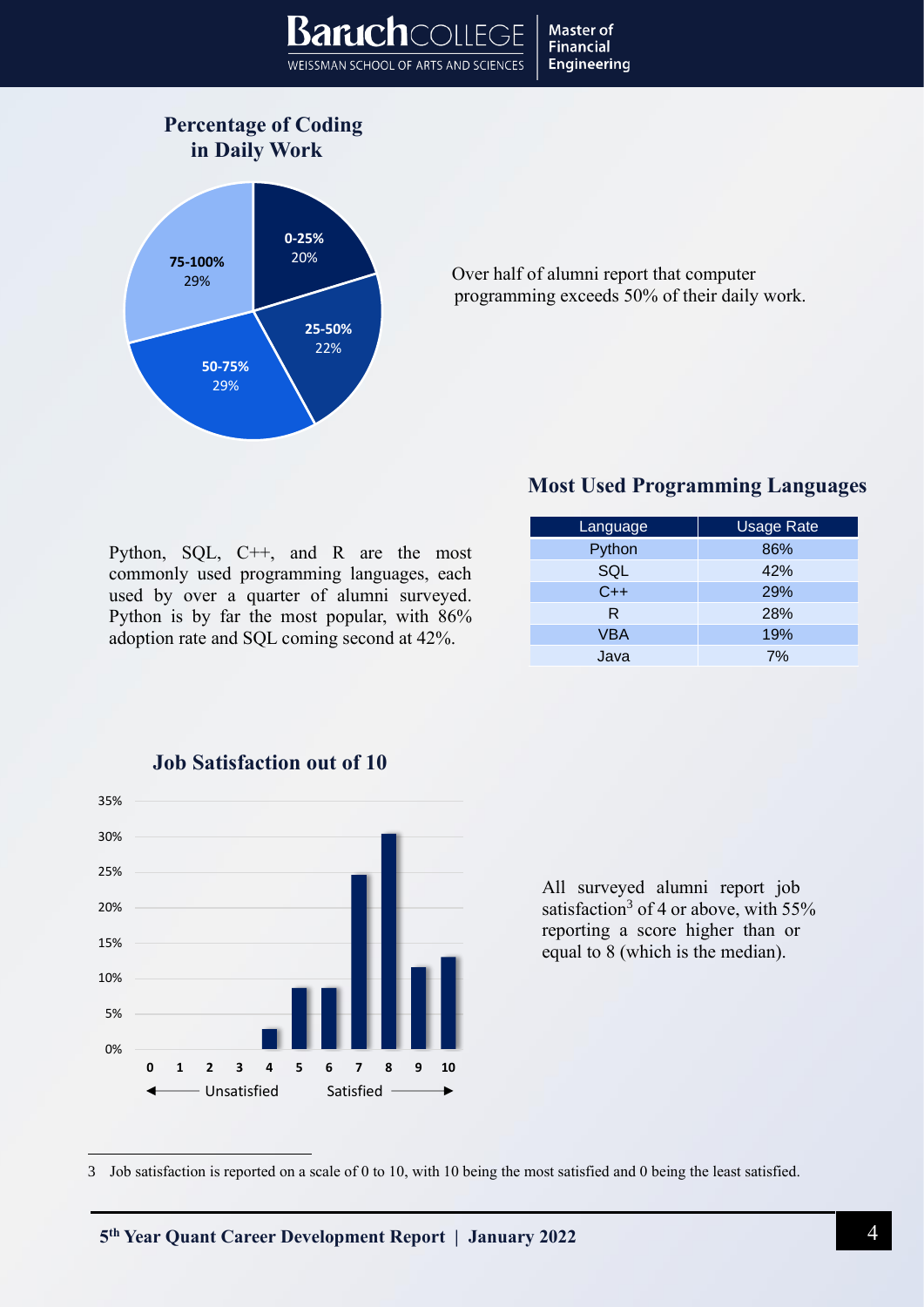## Percentage of Coding in Daily Work

- 0-25%: 20%
- 25-50%: 22%
- 50-75%: 29%
- 75-100%: 29%

Over half of alumni report that computer programming exceeds 50% of their daily work.

## Most Used Programming Languages

| Language | Usage Rate |
|---|---|
| Python | 86% |
| SQL | 42% |
| C++ | 29% |
| R | 28% |
| VBA | 19% |
| Java | 7% |

Python, SQL, C++, and R are the most commonly used programming languages, each used by over a quarter of alumni surveyed. Python is by far the most popular, with 86% adoption rate and SQL coming second at 42%.

## Job Satisfaction out of 10

All surveyed alumni report job satisfaction[3] of 4 or above, with 55% reporting a score higher than or equal to 8 (which is the median).

3 Job satisfaction is reported on a scale of 0 to 10, with 10 being the most satisfied and 0 being the least satisfied.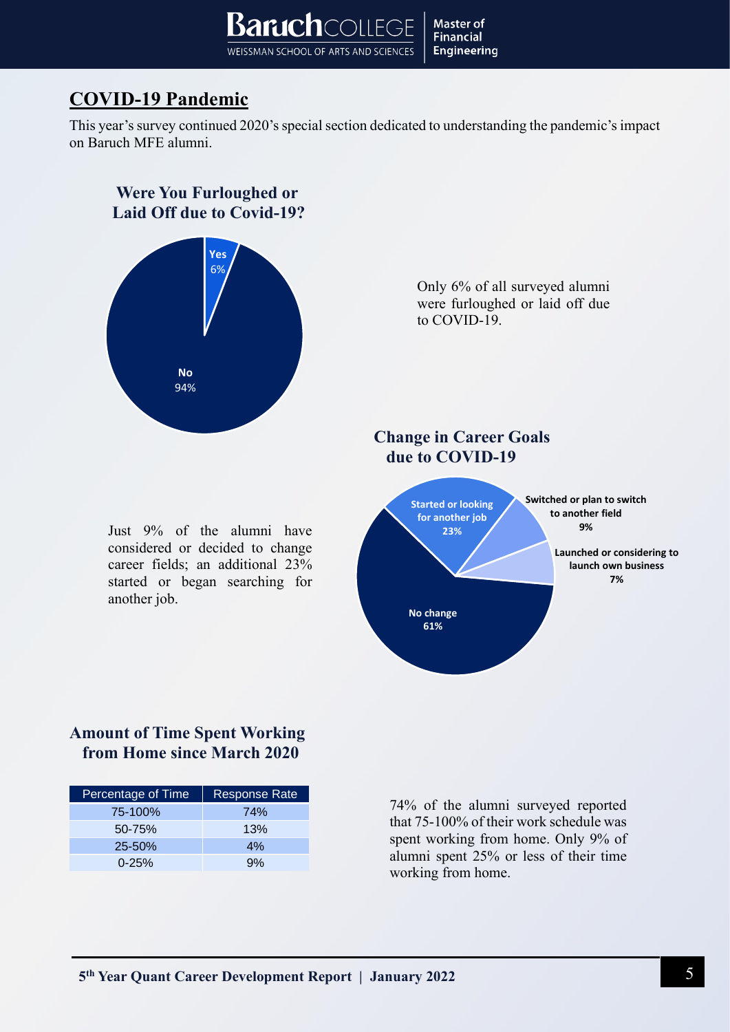## COVID-19 Pandemic

This year's survey continued 2020's special section dedicated to understanding the pandemic's impact on Baruch MFE alumni.

### Were You Furloughed or Laid Off due to Covid-19?

Yes 6%

No 94%

Only 6% of all surveyed alumni were furloughed or laid off due to COVID-19.

### Change in Career Goals due to COVID-19

Started or looking for another job 23%

Switched or plan to switch to another field 9%

Launched or considering to launch own business 7%

No change 61%

Just 9% of the alumni have considered or decided to change career fields; an additional 23% started or began searching for another job.

### Amount of Time Spent Working from Home since March 2020

| Percentage of Time | Response Rate |
| --- | --- |
| 75-100% | 74% |
| 50-75% | 13% |
| 25-50% | 4% |
| 0-25% | 9% |

74% of the alumni surveyed reported that 75-100% of their work schedule was spent working from home. Only 9% of alumni spent 25% or less of their time working from home.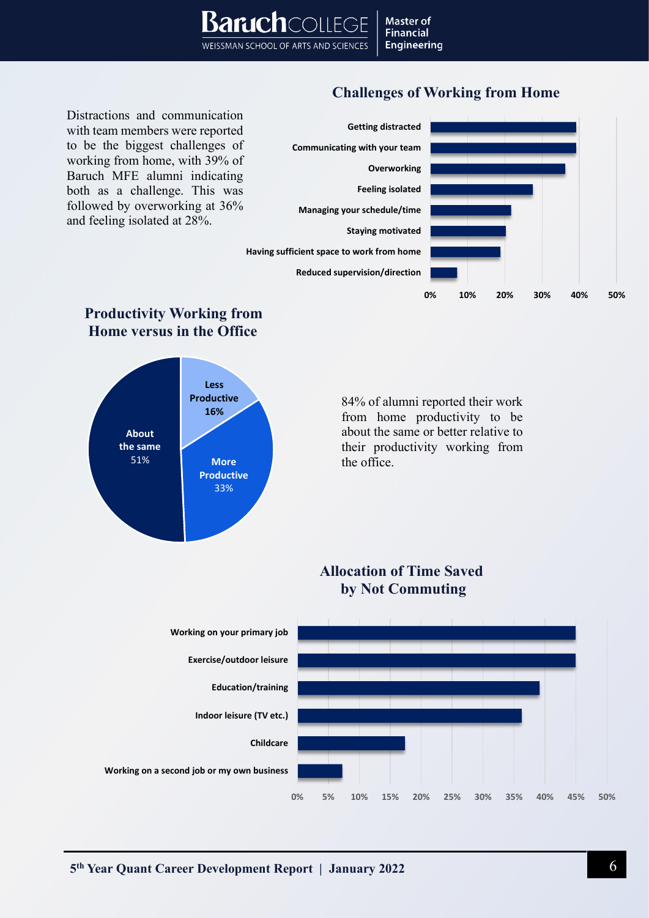## Challenges of Working from Home

Distractions and communication with team members were reported to be the biggest challenges of working from home, with 39% of Baruch MFE alumni indicating both as a challenge. This was followed by overworking at 36% and feeling isolated at 28%.

- Getting distracted
- Communicating with your team
- Overworking
- Feeling isolated
- Managing your schedule/time
- Staying motivated
- Having sufficient space to work from home
- Reduced supervision/direction

## Productivity Working from Home versus in the Office

| Productivity | Share |
|---|---|
| Less Productive | 16% |
| More Productive | 33% |
| About the same | 51% |

84% of alumni reported their work from home productivity to be about the same or better relative to their productivity working from the office.

## Allocation of Time Saved by Not Commuting

- Working on your primary job
- Exercise/outdoor leisure
- Education/training
- Indoor leisure (TV etc.)
- Childcare
- Working on a second job or my own business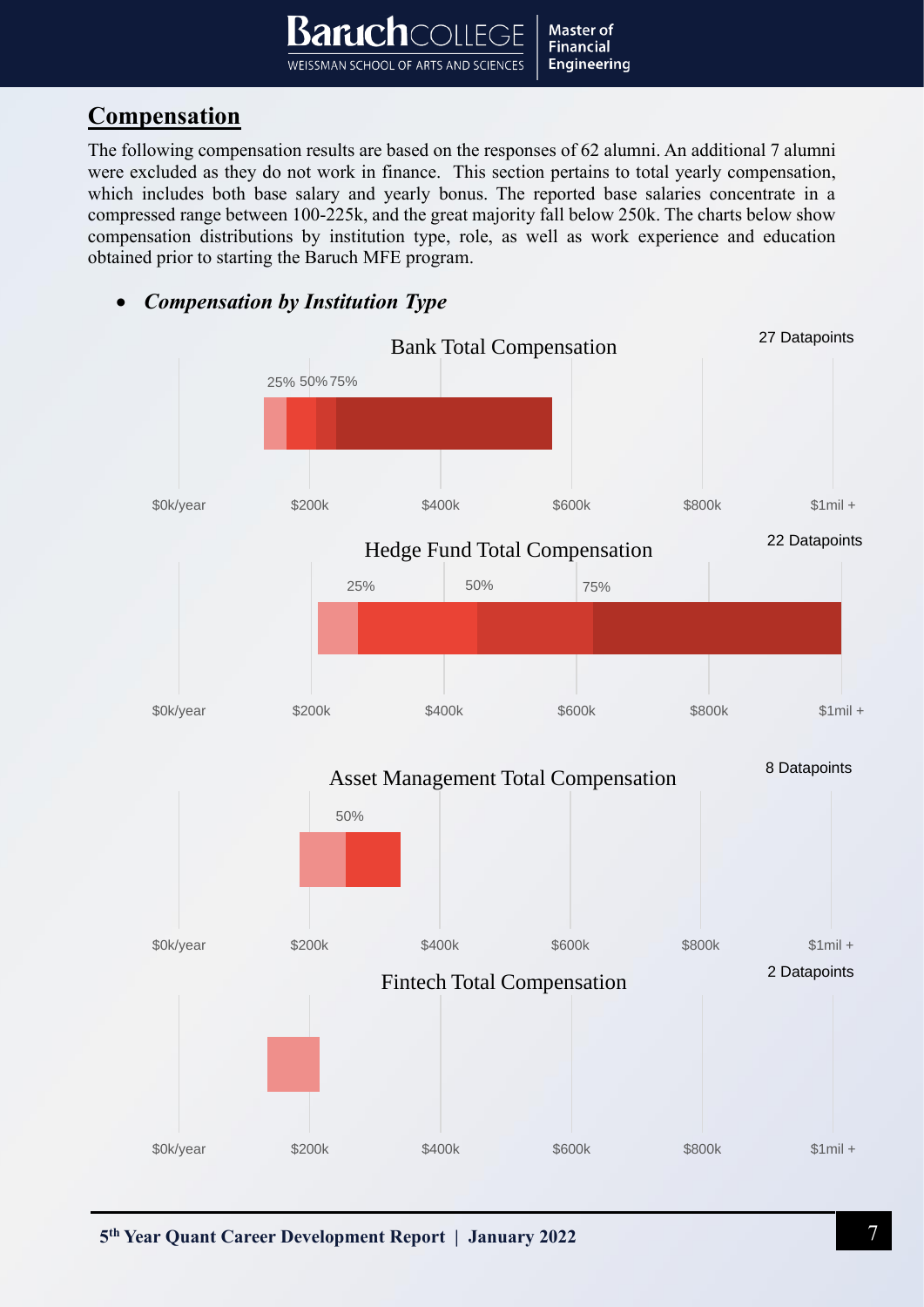## Compensation

The following compensation results are based on the responses of 62 alumni. An additional 7 alumni were excluded as they do not work in finance. This section pertains to total yearly compensation, which includes both base salary and yearly bonus. The reported base salaries concentrate in a compressed range between 100-225k, and the great majority fall below 250k. The charts below show compensation distributions by institution type, role, as well as work experience and education obtained prior to starting the Baruch MFE program.

- ***Compensation by Institution Type***

Bank Total Compensation

27 Datapoints

25% 50% 75%

$0k/year $200k $400k $600k $800k $1mil +

Hedge Fund Total Compensation

22 Datapoints

25% 50% 75%

$0k/year $200k $400k $600k $800k $1mil +

Asset Management Total Compensation

8 Datapoints

50%

$0k/year $200k $400k $600k $800k $1mil +

Fintech Total Compensation

2 Datapoints

$0k/year $200k $400k $600k $800k $1mil +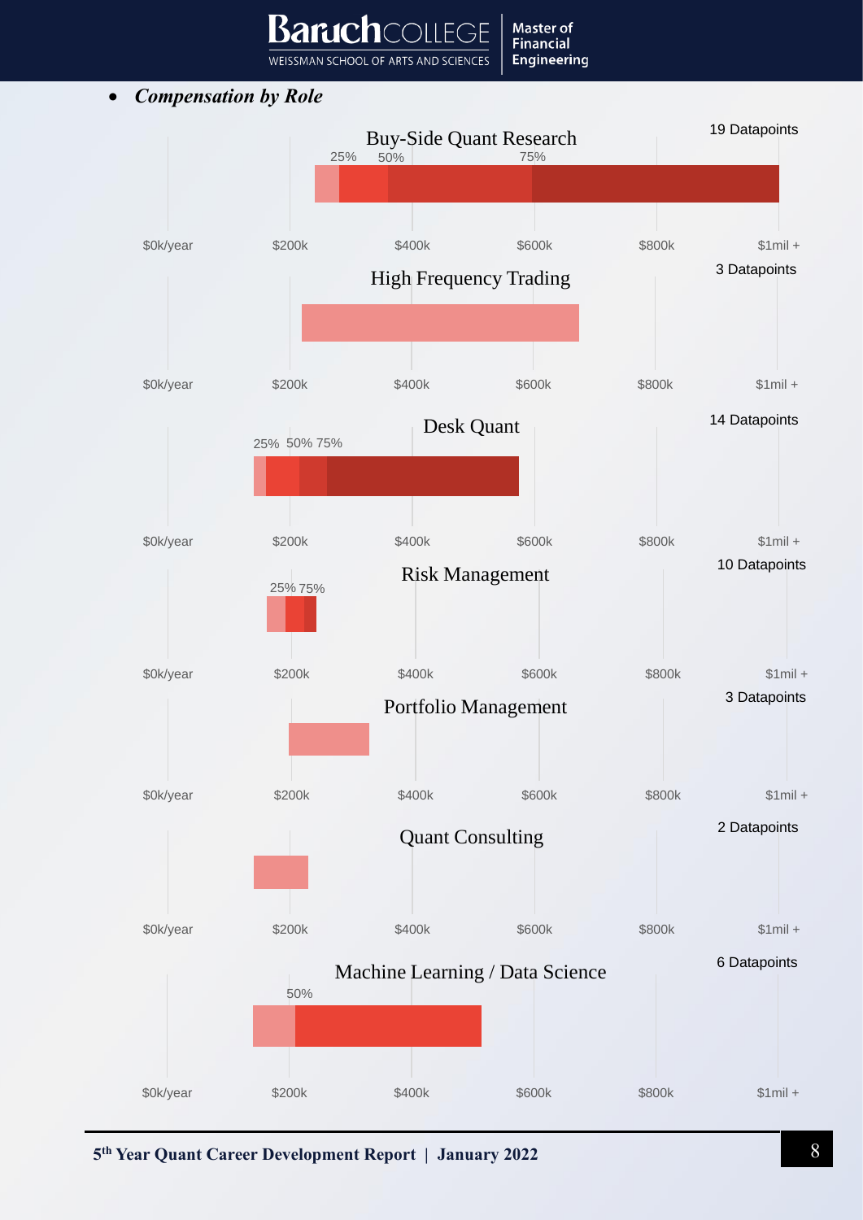- ***Compensation by Role***

**Buy-Side Quant Research** — 19 Datapoints

25% 50% 75%

$0k/year $200k $400k $600k $800k $1mil +

**High Frequency Trading** — 3 Datapoints

$0k/year $200k $400k $600k $800k $1mil +

**Desk Quant** — 14 Datapoints

25% 50% 75%

$0k/year $200k $400k $600k $800k $1mil +

**Risk Management** — 10 Datapoints

25% 75%

$0k/year $200k $400k $600k $800k $1mil +

**Portfolio Management** — 3 Datapoints

$0k/year $200k $400k $600k $800k $1mil +

**Quant Consulting** — 2 Datapoints

$0k/year $200k $400k $600k $800k $1mil +

**Machine Learning / Data Science** — 6 Datapoints

50%

$0k/year $200k $400k $600k $800k $1mil +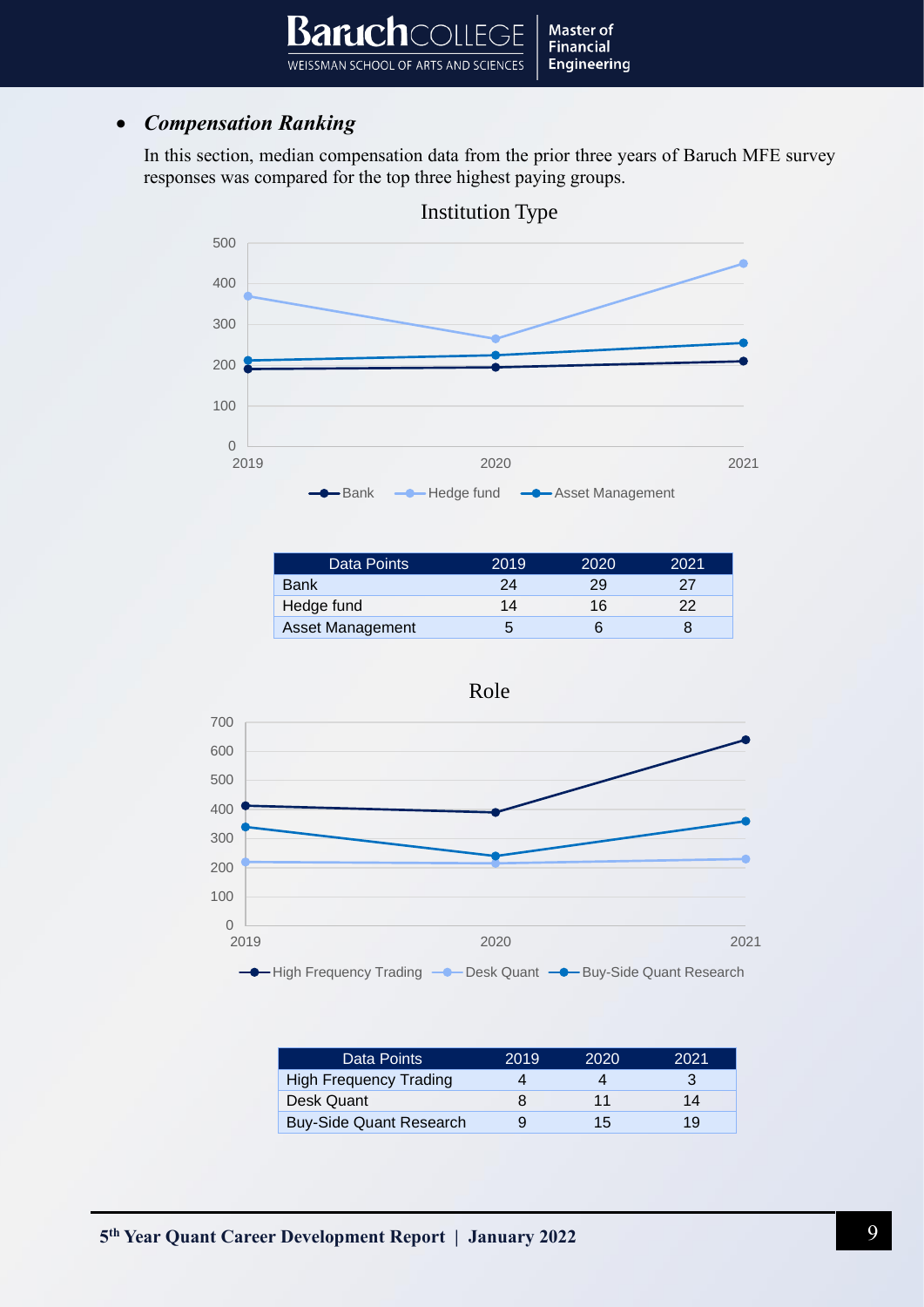- ***Compensation Ranking***

In this section, median compensation data from the prior three years of Baruch MFE survey responses was compared for the top three highest paying groups.

Institution Type

| Data Points | 2019 | 2020 | 2021 |
|---|---|---|---|
| Bank | 24 | 29 | 27 |
| Hedge fund | 14 | 16 | 22 |
| Asset Management | 5 | 6 | 8 |

Role

| Data Points | 2019 | 2020 | 2021 |
|---|---|---|---|
| High Frequency Trading | 4 | 4 | 3 |
| Desk Quant | 8 | 11 | 14 |
| Buy-Side Quant Research | 9 | 15 | 19 |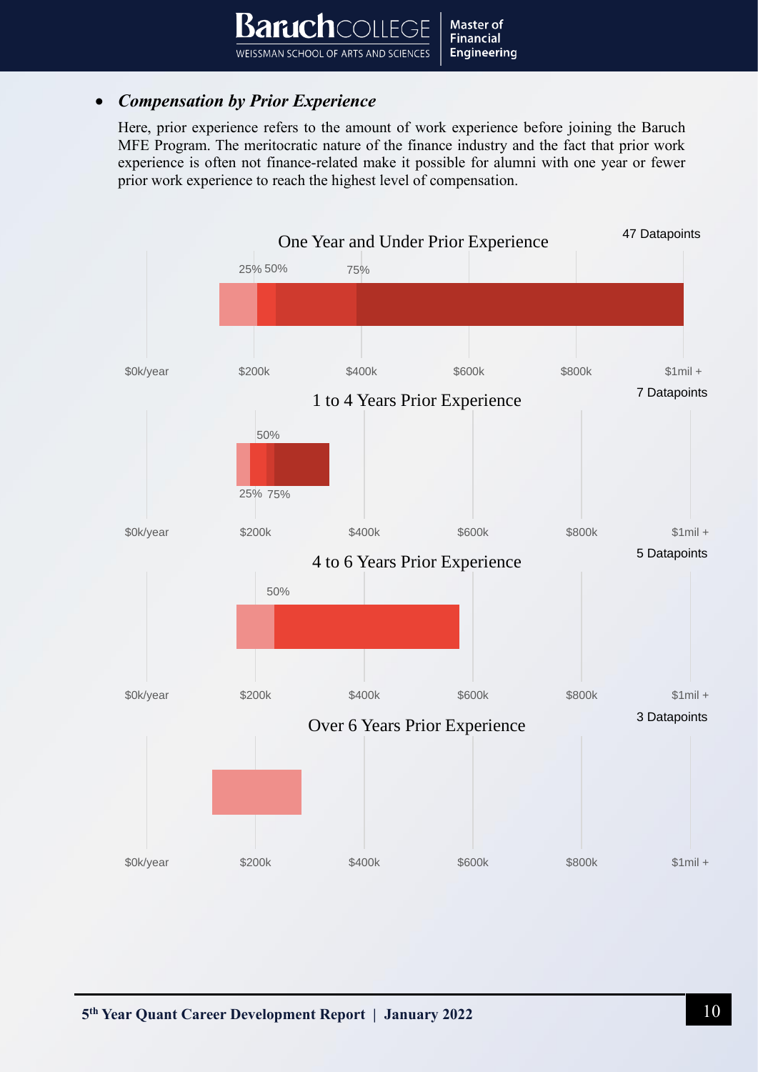- ***Compensation by Prior Experience***

  Here, prior experience refers to the amount of work experience before joining the Baruch MFE Program. The meritocratic nature of the finance industry and the fact that prior work experience is often not finance-related make it possible for alumni with one year or fewer prior work experience to reach the highest level of compensation.

One Year and Under Prior Experience

47 Datapoints

25% 50% 75%

$0k/year $200k $400k $600k $800k $1mil +

1 to 4 Years Prior Experience

7 Datapoints

50%

25% 75%

$0k/year $200k $400k $600k $800k $1mil +

4 to 6 Years Prior Experience

5 Datapoints

50%

$0k/year $200k $400k $600k $800k $1mil +

Over 6 Years Prior Experience

3 Datapoints

$0k/year $200k $400k $600k $800k $1mil +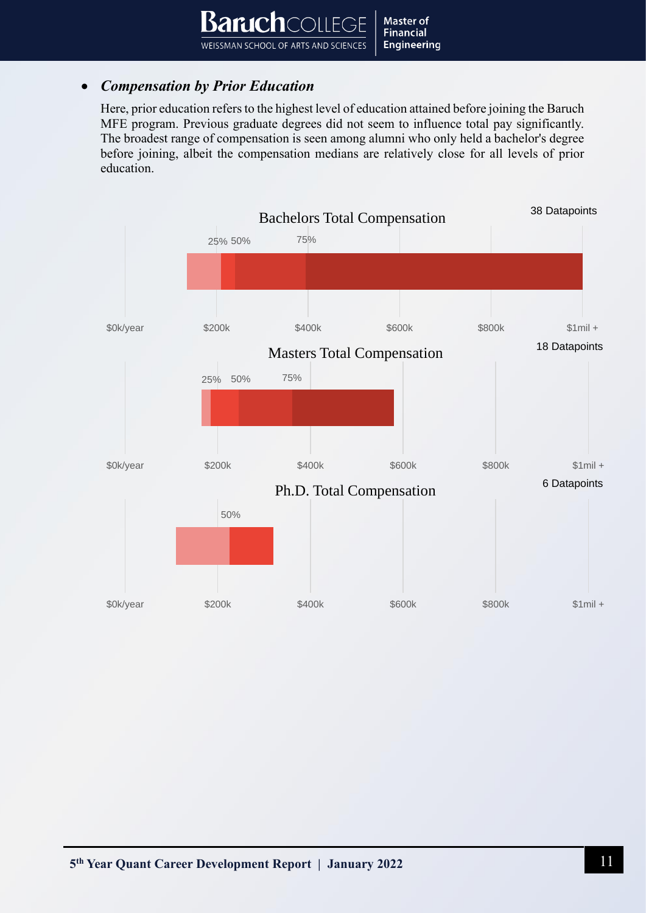- ***Compensation by Prior Education***

  Here, prior education refers to the highest level of education attained before joining the Baruch MFE program. Previous graduate degrees did not seem to influence total pay significantly. The broadest range of compensation is seen among alumni who only held a bachelor's degree before joining, albeit the compensation medians are relatively close for all levels of prior education.

Bachelors Total Compensation

38 Datapoints

25% 50% 75%

$0k/year $200k $400k $600k $800k $1mil +

Masters Total Compensation

18 Datapoints

25% 50% 75%

$0k/year $200k $400k $600k $800k $1mil +

Ph.D. Total Compensation

6 Datapoints

50%

$0k/year $200k $400k $600k $800k $1mil +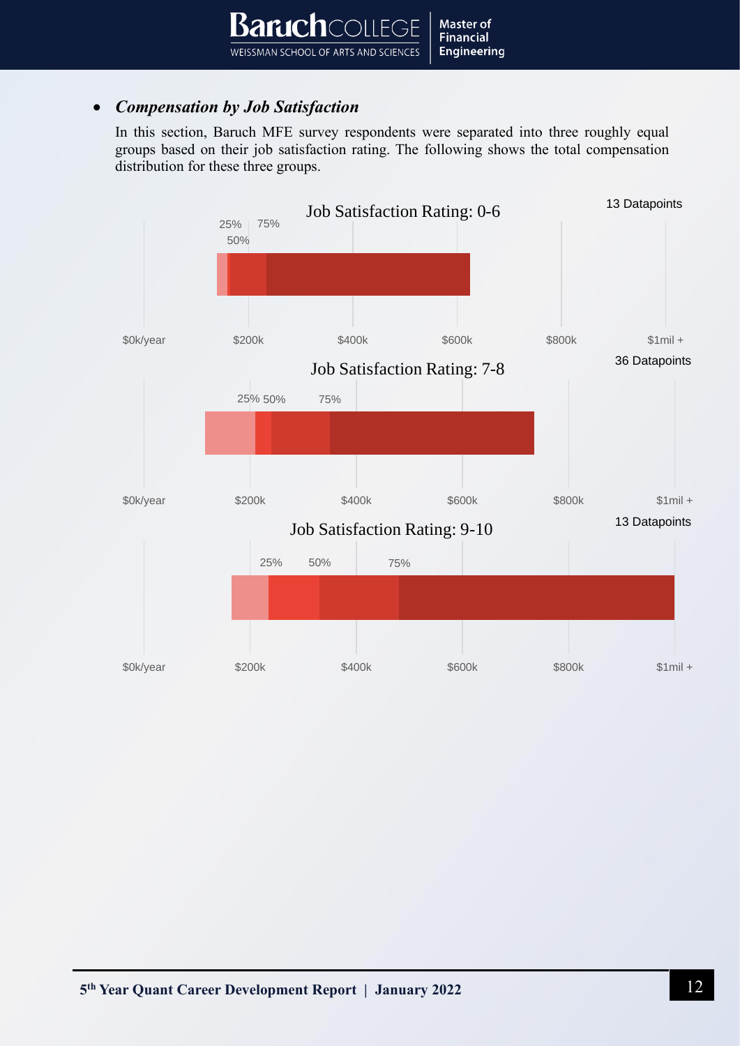- ***Compensation by Job Satisfaction***

  In this section, Baruch MFE survey respondents were separated into three roughly equal groups based on their job satisfaction rating. The following shows the total compensation distribution for these three groups.

Job Satisfaction Rating: 0-6

13 Datapoints

25% 75%
50%

$0k/year $200k $400k $600k $800k $1mil +

Job Satisfaction Rating: 7-8

36 Datapoints

25% 50% 75%

$0k/year $200k $400k $600k $800k $1mil +

Job Satisfaction Rating: 9-10

13 Datapoints

25% 50% 75%

$0k/year $200k $400k $600k $800k $1mil +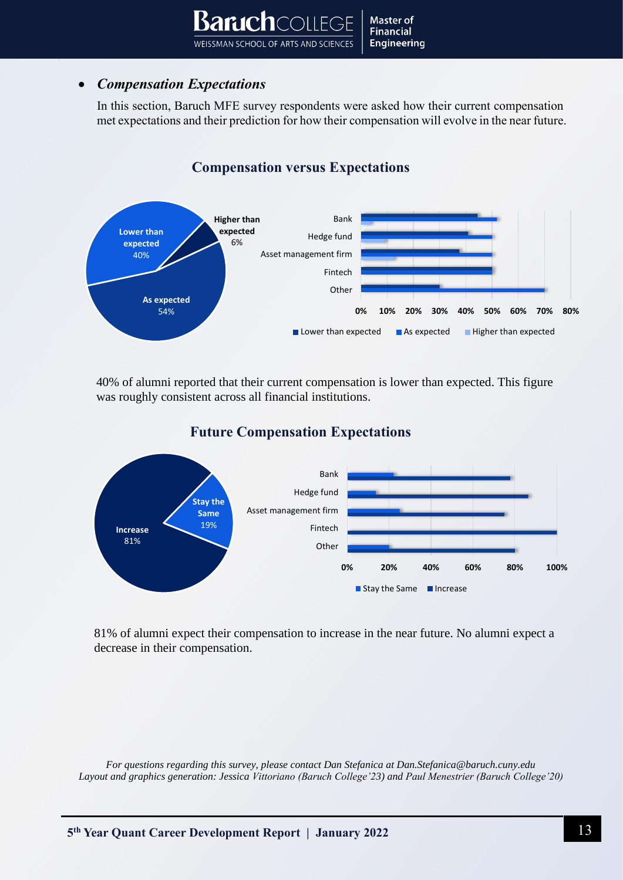- ***Compensation Expectations***

In this section, Baruch MFE survey respondents were asked how their current compensation met expectations and their prediction for how their compensation will evolve in the near future.

## Compensation versus Expectations

Lower than expected 40%
Higher than expected 6%
As expected 54%

Bank
Hedge fund
Asset management firm
Fintech
Other

0% 10% 20% 30% 40% 50% 60% 70% 80%

Lower than expected · As expected · Higher than expected

40% of alumni reported that their current compensation is lower than expected. This figure was roughly consistent across all financial institutions.

## Future Compensation Expectations

Stay the Same 19%
Increase 81%

Bank
Hedge fund
Asset management firm
Fintech
Other

0% 20% 40% 60% 80% 100%

Stay the Same · Increase

81% of alumni expect their compensation to increase in the near future. No alumni expect a decrease in their compensation.

*For questions regarding this survey, please contact Dan Stefanica at Dan.Stefanica@baruch.cuny.edu*
*Layout and graphics generation: Jessica Vittoriano (Baruch College'23) and Paul Menestrier (Baruch College'20)*